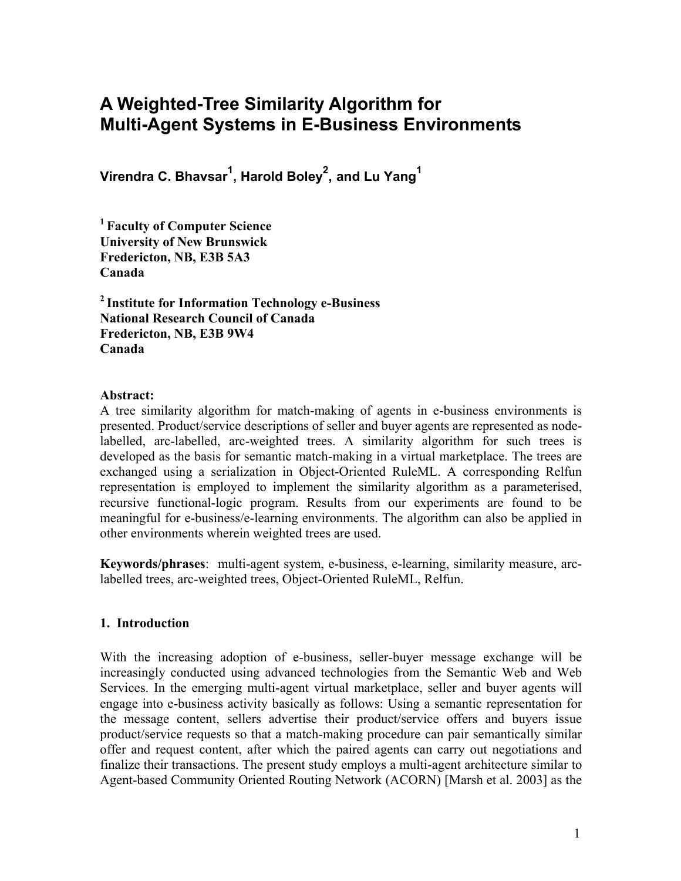# A Weighted-Tree Similarity Algorithm for Multi-Agent Systems in E-Business Environments

**Virendra C. Bhavsar[1], Harold Boley[2], and Lu Yang[1]**

**[1] Faculty of Computer Science**
**University of New Brunswick**
**Fredericton, NB, E3B 5A3**
**Canada**

**[2] Institute for Information Technology e-Business**
**National Research Council of Canada**
**Fredericton, NB, E3B 9W4**
**Canada**

**Abstract:**
A tree similarity algorithm for match-making of agents in e-business environments is presented. Product/service descriptions of seller and buyer agents are represented as node-labelled, arc-labelled, arc-weighted trees. A similarity algorithm for such trees is developed as the basis for semantic match-making in a virtual marketplace. The trees are exchanged using a serialization in Object-Oriented RuleML. A corresponding Relfun representation is employed to implement the similarity algorithm as a parameterised, recursive functional-logic program. Results from our experiments are found to be meaningful for e-business/e-learning environments. The algorithm can also be applied in other environments wherein weighted trees are used.

**Keywords/phrases**: multi-agent system, e-business, e-learning, similarity measure, arc-labelled trees, arc-weighted trees, Object-Oriented RuleML, Relfun.

## 1. Introduction

With the increasing adoption of e-business, seller-buyer message exchange will be increasingly conducted using advanced technologies from the Semantic Web and Web Services. In the emerging multi-agent virtual marketplace, seller and buyer agents will engage into e-business activity basically as follows: Using a semantic representation for the message content, sellers advertise their product/service offers and buyers issue product/service requests so that a match-making procedure can pair semantically similar offer and request content, after which the paired agents can carry out negotiations and finalize their transactions. The present study employs a multi-agent architecture similar to Agent-based Community Oriented Routing Network (ACORN) [Marsh et al. 2003] as the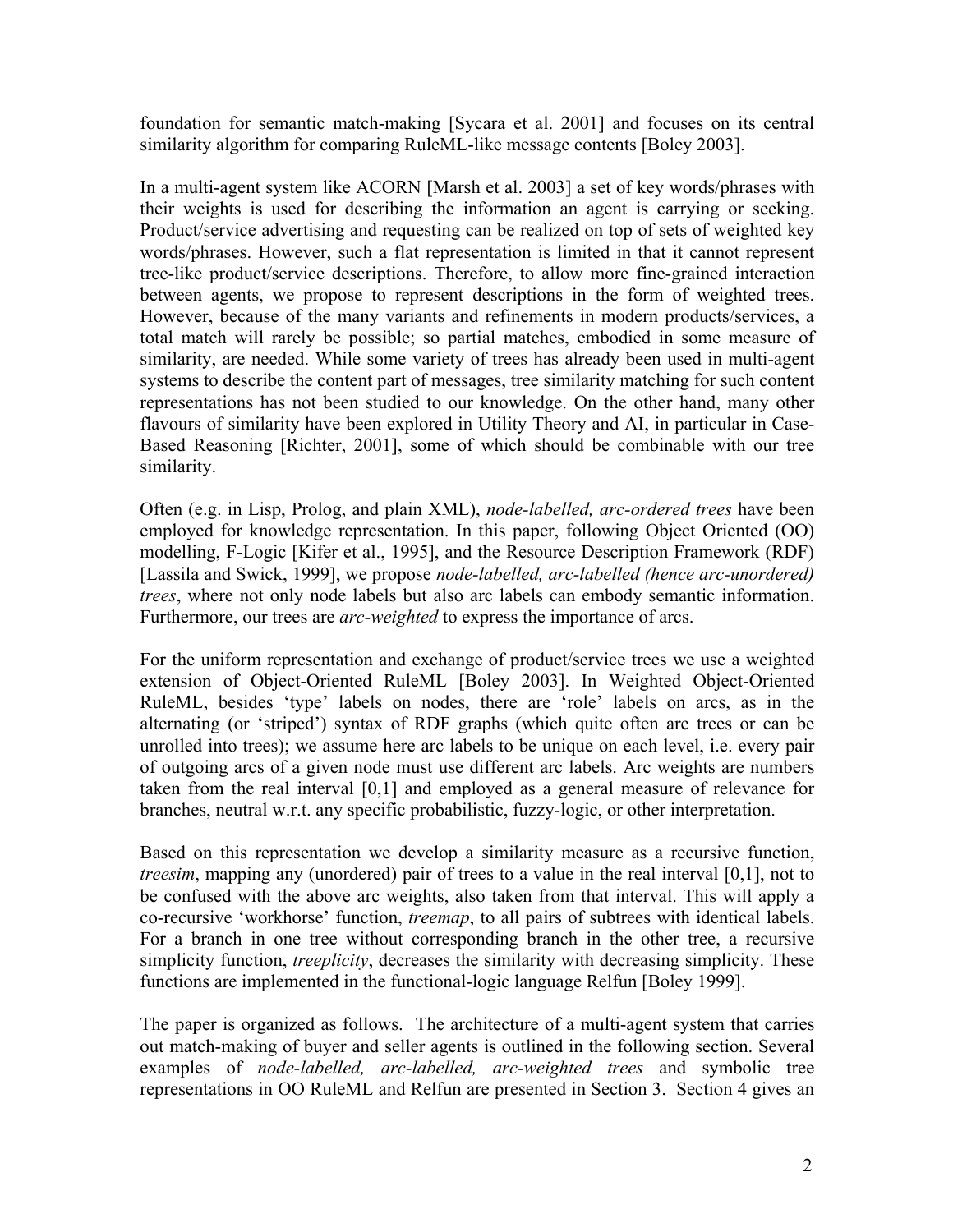foundation for semantic match-making [Sycara et al. 2001] and focuses on its central similarity algorithm for comparing RuleML-like message contents [Boley 2003].

In a multi-agent system like ACORN [Marsh et al. 2003] a set of key words/phrases with their weights is used for describing the information an agent is carrying or seeking. Product/service advertising and requesting can be realized on top of sets of weighted key words/phrases. However, such a flat representation is limited in that it cannot represent tree-like product/service descriptions. Therefore, to allow more fine-grained interaction between agents, we propose to represent descriptions in the form of weighted trees. However, because of the many variants and refinements in modern products/services, a total match will rarely be possible; so partial matches, embodied in some measure of similarity, are needed. While some variety of trees has already been used in multi-agent systems to describe the content part of messages, tree similarity matching for such content representations has not been studied to our knowledge. On the other hand, many other flavours of similarity have been explored in Utility Theory and AI, in particular in Case-Based Reasoning [Richter, 2001], some of which should be combinable with our tree similarity.

Often (e.g. in Lisp, Prolog, and plain XML), *node-labelled, arc-ordered trees* have been employed for knowledge representation. In this paper, following Object Oriented (OO) modelling, F-Logic [Kifer et al., 1995], and the Resource Description Framework (RDF) [Lassila and Swick, 1999], we propose *node-labelled, arc-labelled (hence arc-unordered) trees*, where not only node labels but also arc labels can embody semantic information. Furthermore, our trees are *arc-weighted* to express the importance of arcs.

For the uniform representation and exchange of product/service trees we use a weighted extension of Object-Oriented RuleML [Boley 2003]. In Weighted Object-Oriented RuleML, besides 'type' labels on nodes, there are 'role' labels on arcs, as in the alternating (or 'striped') syntax of RDF graphs (which quite often are trees or can be unrolled into trees); we assume here arc labels to be unique on each level, i.e. every pair of outgoing arcs of a given node must use different arc labels. Arc weights are numbers taken from the real interval [0,1] and employed as a general measure of relevance for branches, neutral w.r.t. any specific probabilistic, fuzzy-logic, or other interpretation.

Based on this representation we develop a similarity measure as a recursive function, *treesim*, mapping any (unordered) pair of trees to a value in the real interval [0,1], not to be confused with the above arc weights, also taken from that interval. This will apply a co-recursive 'workhorse' function, *treemap*, to all pairs of subtrees with identical labels. For a branch in one tree without corresponding branch in the other tree, a recursive simplicity function, *treeplicity*, decreases the similarity with decreasing simplicity. These functions are implemented in the functional-logic language Relfun [Boley 1999].

The paper is organized as follows. The architecture of a multi-agent system that carries out match-making of buyer and seller agents is outlined in the following section. Several examples of *node-labelled, arc-labelled, arc-weighted trees* and symbolic tree representations in OO RuleML and Relfun are presented in Section 3. Section 4 gives an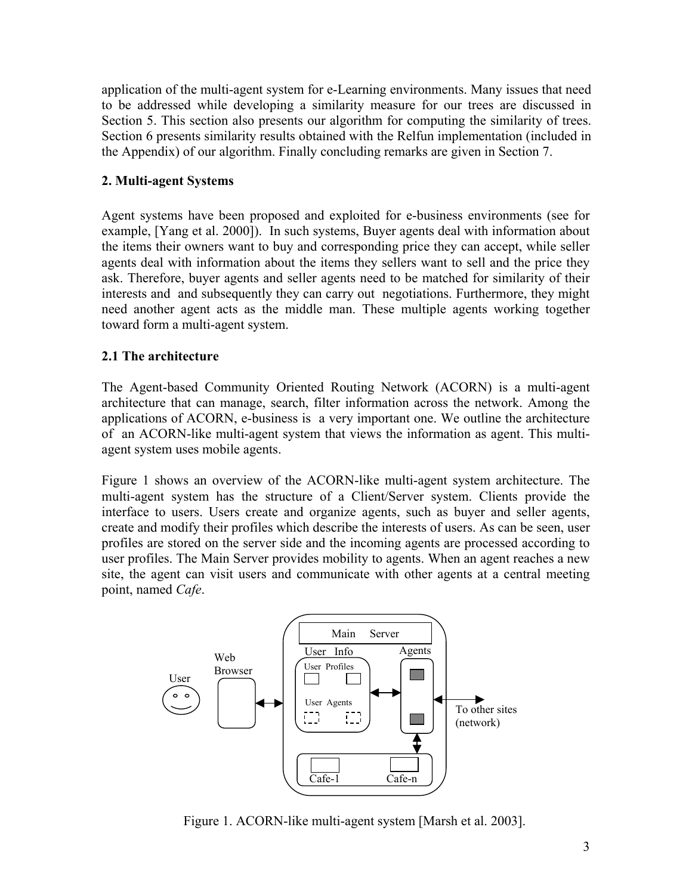application of the multi-agent system for e-Learning environments. Many issues that need to be addressed while developing a similarity measure for our trees are discussed in Section 5. This section also presents our algorithm for computing the similarity of trees. Section 6 presents similarity results obtained with the Relfun implementation (included in the Appendix) of our algorithm. Finally concluding remarks are given in Section 7.

## 2. Multi-agent Systems

Agent systems have been proposed and exploited for e-business environments (see for example, [Yang et al. 2000]). In such systems, Buyer agents deal with information about the items their owners want to buy and corresponding price they can accept, while seller agents deal with information about the items they sellers want to sell and the price they ask. Therefore, buyer agents and seller agents need to be matched for similarity of their interests and and subsequently they can carry out negotiations. Furthermore, they might need another agent acts as the middle man. These multiple agents working together toward form a multi-agent system.

### 2.1 The architecture

The Agent-based Community Oriented Routing Network (ACORN) is a multi-agent architecture that can manage, search, filter information across the network. Among the applications of ACORN, e-business is a very important one. We outline the architecture of an ACORN-like multi-agent system that views the information as agent. This multi-agent system uses mobile agents.

Figure 1 shows an overview of the ACORN-like multi-agent system architecture. The multi-agent system has the structure of a Client/Server system. Clients provide the interface to users. Users create and organize agents, such as buyer and seller agents, create and modify their profiles which describe the interests of users. As can be seen, user profiles are stored on the server side and the incoming agents are processed according to user profiles. The Main Server provides mobility to agents. When an agent reaches a new site, the agent can visit users and communicate with other agents at a central meeting point, named *Cafe*.

Figure 1. ACORN-like multi-agent system [Marsh et al. 2003].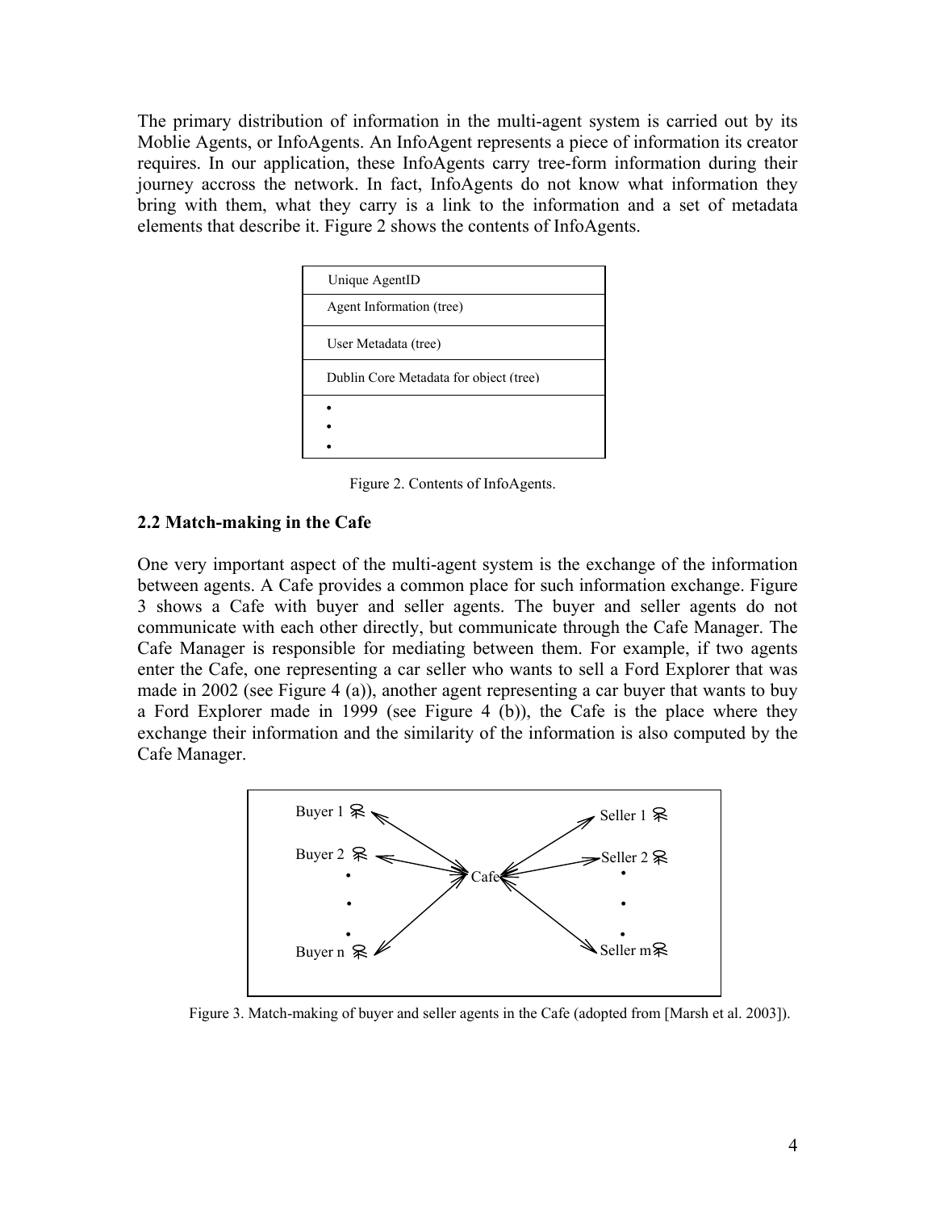The primary distribution of information in the multi-agent system is carried out by its Moblie Agents, or InfoAgents. An InfoAgent represents a piece of information its creator requires. In our application, these InfoAgents carry tree-form information during their journey accross the network. In fact, InfoAgents do not know what information they bring with them, what they carry is a link to the information and a set of metadata elements that describe it. Figure 2 shows the contents of InfoAgents.

| Unique AgentID |
| --- |
| Agent Information (tree) |
| User Metadata (tree) |
| Dublin Core Metadata for object (tree) |
| • • • |

Figure 2. Contents of InfoAgents.

### 2.2 Match-making in the Cafe

One very important aspect of the multi-agent system is the exchange of the information between agents. A Cafe provides a common place for such information exchange. Figure 3 shows a Cafe with buyer and seller agents. The buyer and seller agents do not communicate with each other directly, but communicate through the Cafe Manager. The Cafe Manager is responsible for mediating between them. For example, if two agents enter the Cafe, one representing a car seller who wants to sell a Ford Explorer that was made in 2002 (see Figure 4 (a)), another agent representing a car buyer that wants to buy a Ford Explorer made in 1999 (see Figure 4 (b)), the Cafe is the place where they exchange their information and the similarity of the information is also computed by the Cafe Manager.

Figure 3. Match-making of buyer and seller agents in the Cafe (adopted from [Marsh et al. 2003]).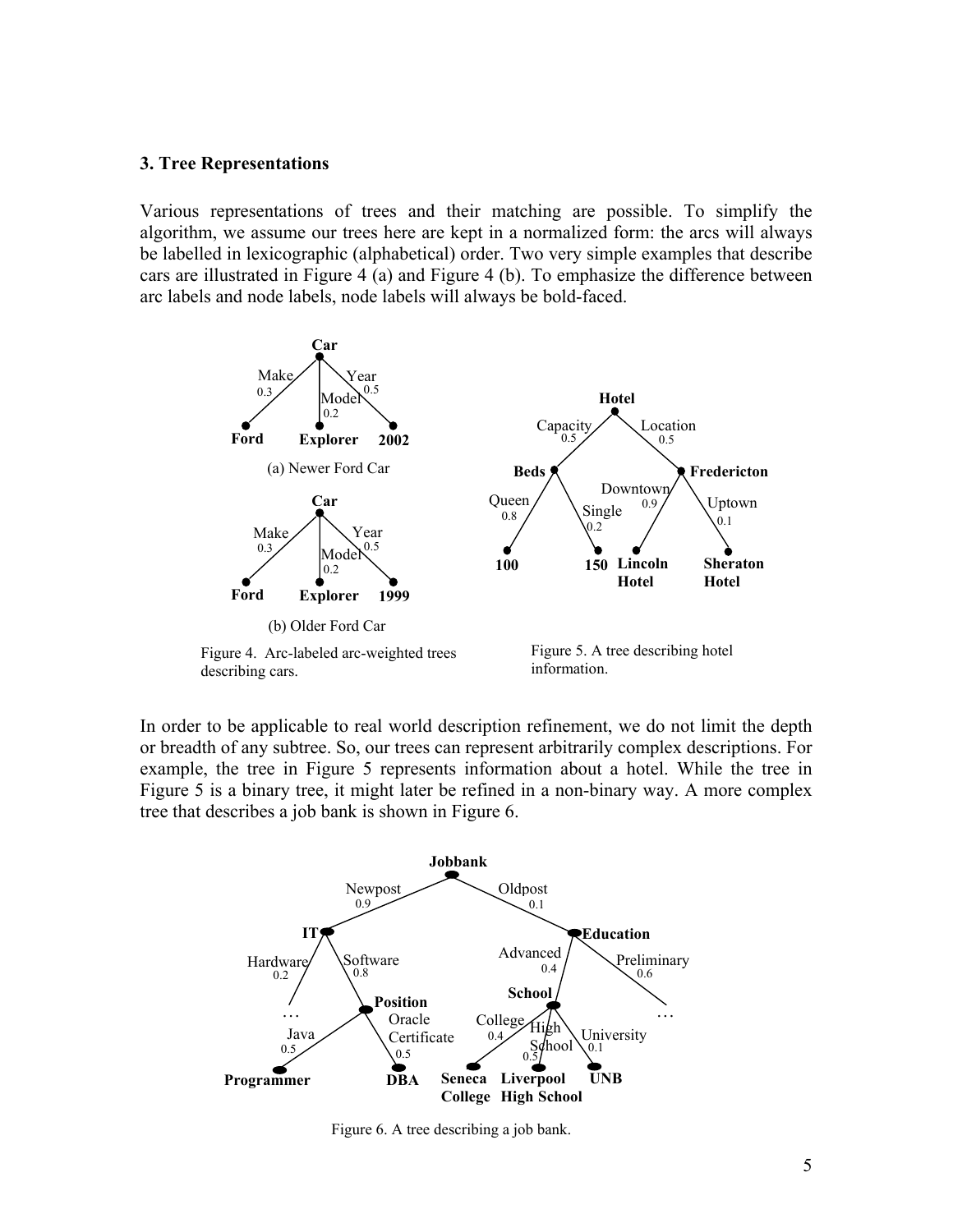### 3. Tree Representations

Various representations of trees and their matching are possible. To simplify the algorithm, we assume our trees here are kept in a normalized form: the arcs will always be labelled in lexicographic (alphabetical) order. Two very simple examples that describe cars are illustrated in Figure 4 (a) and Figure 4 (b). To emphasize the difference between arc labels and node labels, node labels will always be bold-faced.

(a) Newer Ford Car

(b) Older Ford Car

Figure 4. Arc-labeled arc-weighted trees describing cars.

Figure 5. A tree describing hotel information.

In order to be applicable to real world description refinement, we do not limit the depth or breadth of any subtree. So, our trees can represent arbitrarily complex descriptions. For example, the tree in Figure 5 represents information about a hotel. While the tree in Figure 5 is a binary tree, it might later be refined in a non-binary way. A more complex tree that describes a job bank is shown in Figure 6.

Figure 6. A tree describing a job bank.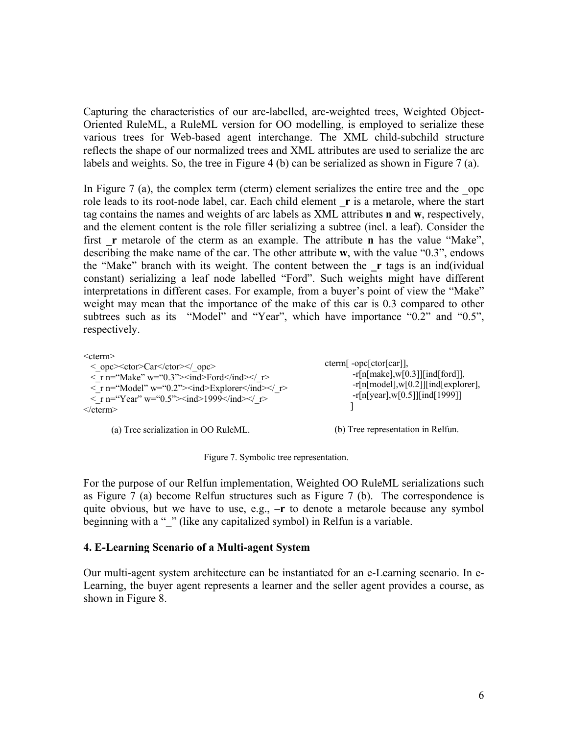Capturing the characteristics of our arc-labelled, arc-weighted trees, Weighted Object-Oriented RuleML, a RuleML version for OO modelling, is employed to serialize these various trees for Web-based agent interchange. The XML child-subchild structure reflects the shape of our normalized trees and XML attributes are used to serialize the arc labels and weights. So, the tree in Figure 4 (b) can be serialized as shown in Figure 7 (a).

In Figure 7 (a), the complex term (cterm) element serializes the entire tree and the _opc role leads to its root-node label, car. Each child element **_r** is a metarole, where the start tag contains the names and weights of arc labels as XML attributes **n** and **w**, respectively, and the element content is the role filler serializing a subtree (incl. a leaf). Consider the first **_r** metarole of the cterm as an example. The attribute **n** has the value "Make", describing the make name of the car. The other attribute **w**, with the value "0.3", endows the "Make" branch with its weight. The content between the **_r** tags is an ind(ividual constant) serializing a leaf node labelled "Ford". Such weights might have different interpretations in different cases. For example, from a buyer's point of view the "Make" weight may mean that the importance of the make of this car is 0.3 compared to other subtrees such as its "Model" and "Year", which have importance "0.2" and "0.5", respectively.

```
<cterm>
  <_opc><ctor>Car</ctor></_opc>
  <_r n="Make" w="0.3"><ind>Ford</ind></_r>
  <_r n="Model" w="0.2"><ind>Explorer</ind></_r>
  <_r n="Year" w="0.5"><ind>1999</ind></_r>
</cterm>
```

(a) Tree serialization in OO RuleML.

```
cterm[ -opc[ctor[car]],
       -r[n[make],w[0.3]][ind[ford]],
       -r[n[model],w[0.2]][ind[explorer],
       -r[n[year],w[0.5]][ind[1999]]
      ]
```

(b) Tree representation in Relfun.

Figure 7. Symbolic tree representation.

For the purpose of our Relfun implementation, Weighted OO RuleML serializations such as Figure 7 (a) become Relfun structures such as Figure 7 (b). The correspondence is quite obvious, but we have to use, e.g., **–r** to denote a metarole because any symbol beginning with a "_" (like any capitalized symbol) in Relfun is a variable.

### 4. E-Learning Scenario of a Multi-agent System

Our multi-agent system architecture can be instantiated for an e-Learning scenario. In e-Learning, the buyer agent represents a learner and the seller agent provides a course, as shown in Figure 8.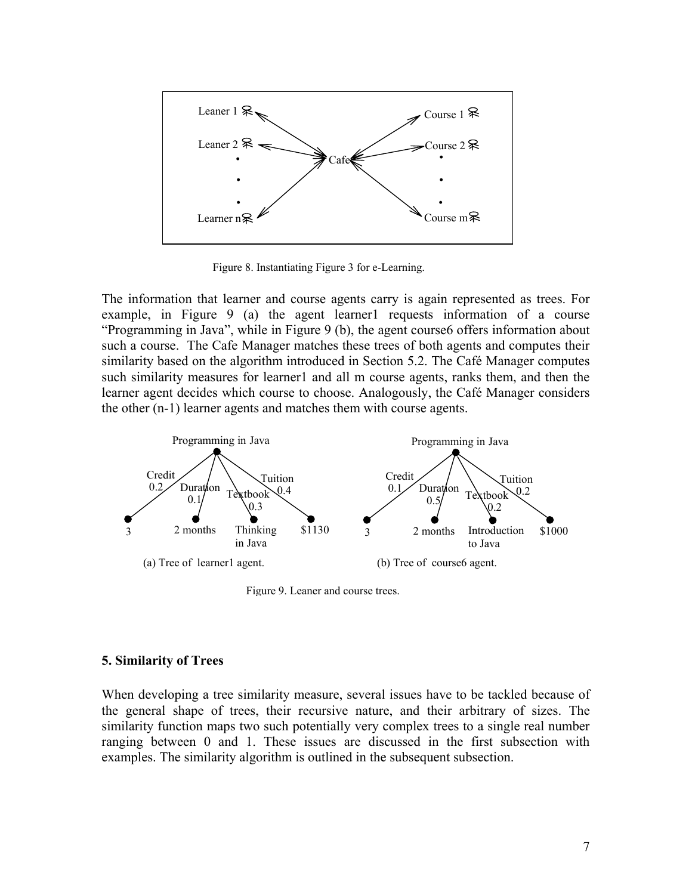Figure 8. Instantiating Figure 3 for e-Learning.

The information that learner and course agents carry is again represented as trees. For example, in Figure 9 (a) the agent learner1 requests information of a course "Programming in Java", while in Figure 9 (b), the agent course6 offers information about such a course. The Cafe Manager matches these trees of both agents and computes their similarity based on the algorithm introduced in Section 5.2. The Café Manager computes such similarity measures for learner1 and all m course agents, ranks them, and then the learner agent decides which course to choose. Analogously, the Café Manager considers the other (n-1) learner agents and matches them with course agents.

(a) Tree of learner1 agent.

(b) Tree of course6 agent.

Figure 9. Leaner and course trees.

## 5. Similarity of Trees

When developing a tree similarity measure, several issues have to be tackled because of the general shape of trees, their recursive nature, and their arbitrary of sizes. The similarity function maps two such potentially very complex trees to a single real number ranging between 0 and 1. These issues are discussed in the first subsection with examples. The similarity algorithm is outlined in the subsequent subsection.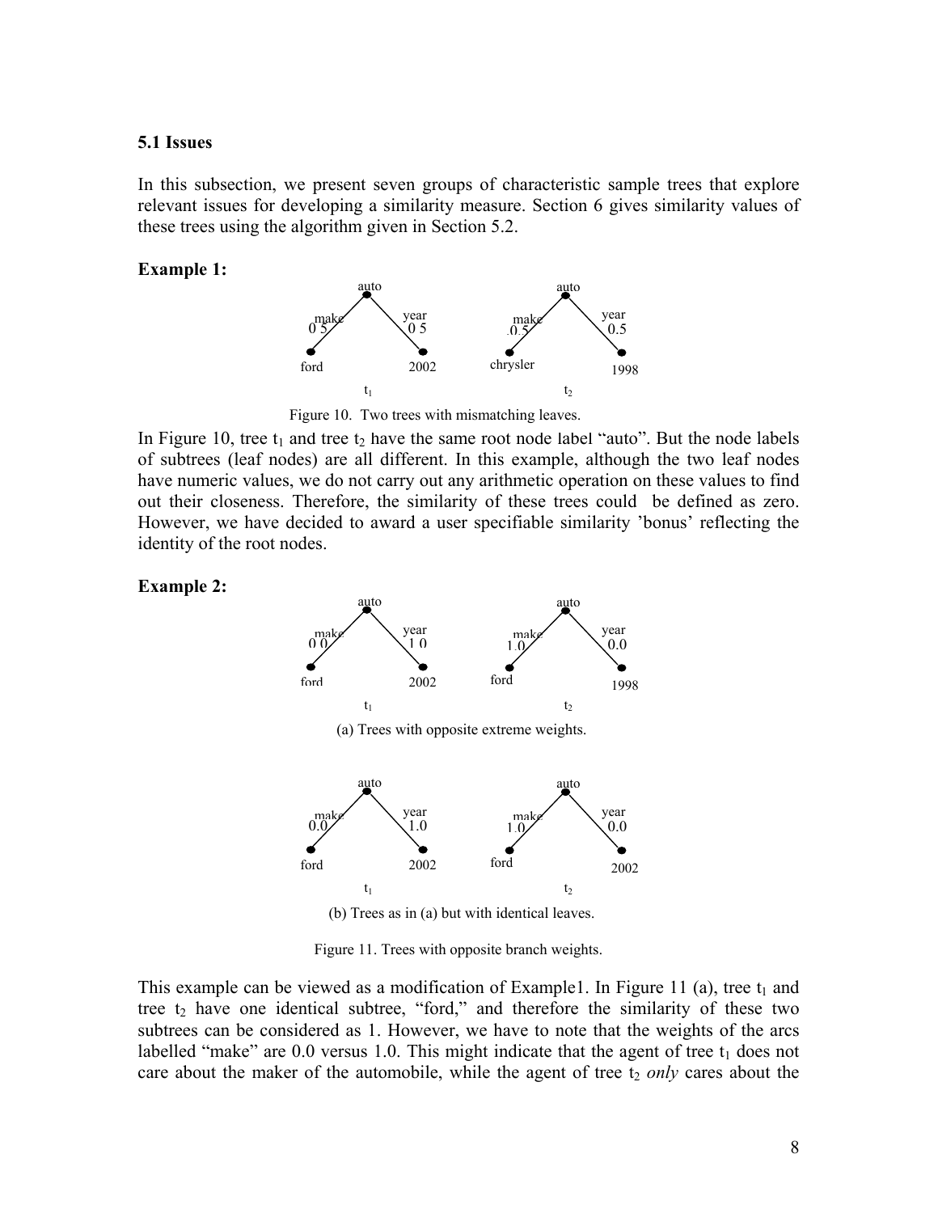### 5.1 Issues

In this subsection, we present seven groups of characteristic sample trees that explore relevant issues for developing a similarity measure. Section 6 gives similarity values of these trees using the algorithm given in Section 5.2.

**Example 1:**

Figure 10. Two trees with mismatching leaves.

In Figure 10, tree $t_1$ and tree $t_2$ have the same root node label "auto". But the node labels of subtrees (leaf nodes) are all different. In this example, although the two leaf nodes have numeric values, we do not carry out any arithmetic operation on these values to find out their closeness. Therefore, the similarity of these trees could be defined as zero. However, we have decided to award a user specifiable similarity 'bonus' reflecting the identity of the root nodes.

**Example 2:**

(a) Trees with opposite extreme weights.

(b) Trees as in (a) but with identical leaves.

Figure 11. Trees with opposite branch weights.

This example can be viewed as a modification of Example1. In Figure 11 (a), tree $t_1$ and tree $t_2$ have one identical subtree, "ford," and therefore the similarity of these two subtrees can be considered as 1. However, we have to note that the weights of the arcs labelled "make" are 0.0 versus 1.0. This might indicate that the agent of tree $t_1$ does not care about the maker of the automobile, while the agent of tree $t_2$ *only* cares about the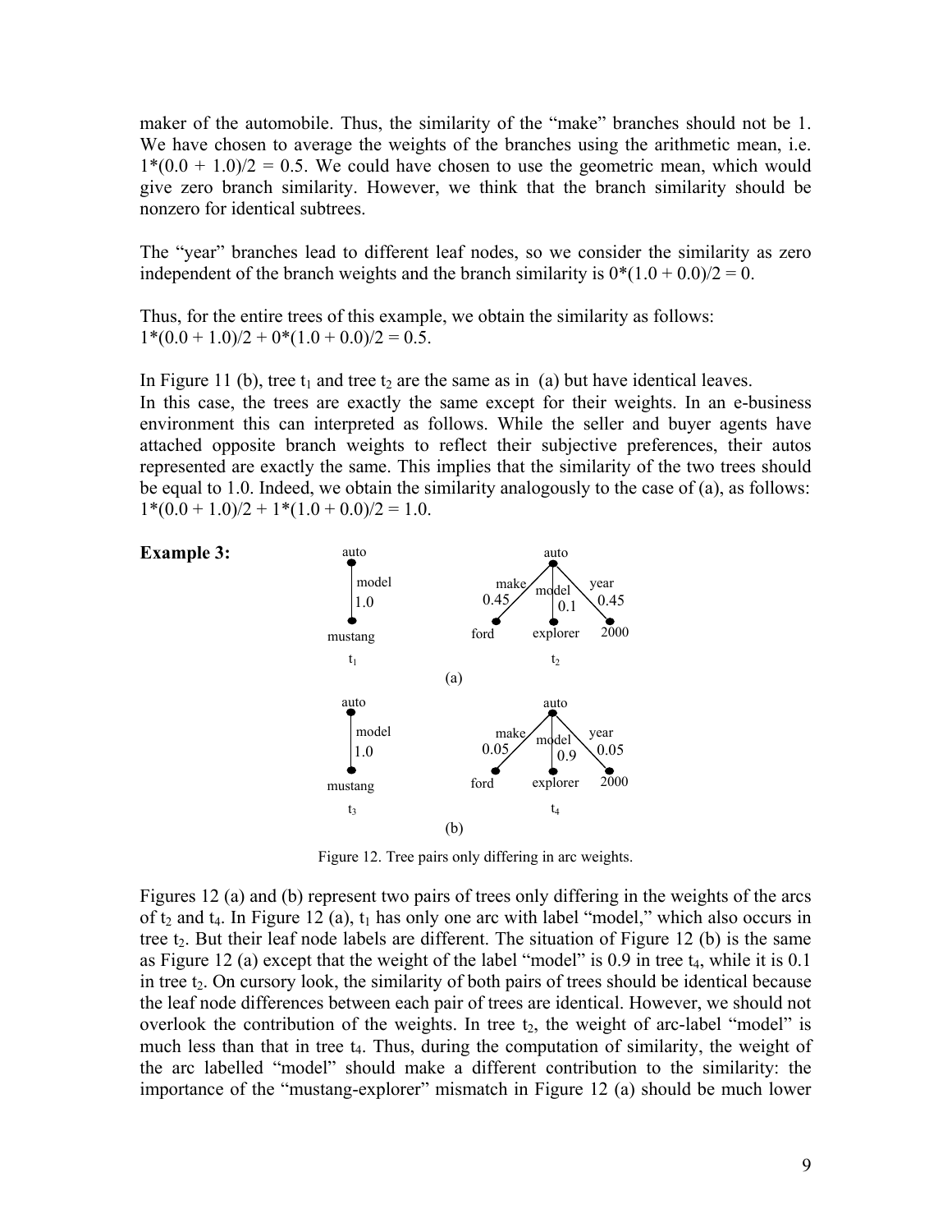maker of the automobile. Thus, the similarity of the "make" branches should not be 1. We have chosen to average the weights of the branches using the arithmetic mean, i.e. 1*(0.0 + 1.0)/2 = 0.5. We could have chosen to use the geometric mean, which would give zero branch similarity. However, we think that the branch similarity should be nonzero for identical subtrees.

The "year" branches lead to different leaf nodes, so we consider the similarity as zero independent of the branch weights and the branch similarity is 0*(1.0 + 0.0)/2 = 0.

Thus, for the entire trees of this example, we obtain the similarity as follows:
1*(0.0 + 1.0)/2 + 0*(1.0 + 0.0)/2 = 0.5.

In Figure 11 (b), tree $t_1$ and tree $t_2$ are the same as in (a) but have identical leaves.
In this case, the trees are exactly the same except for their weights. In an e-business environment this can interpreted as follows. While the seller and buyer agents have attached opposite branch weights to reflect their subjective preferences, their autos represented are exactly the same. This implies that the similarity of the two trees should be equal to 1.0. Indeed, we obtain the similarity analogously to the case of (a), as follows:
1*(0.0 + 1.0)/2 + 1*(1.0 + 0.0)/2 = 1.0.

**Example 3:**

Figure 12. Tree pairs only differing in arc weights.

Figures 12 (a) and (b) represent two pairs of trees only differing in the weights of the arcs of $t_2$ and $t_4$. In Figure 12 (a), $t_1$ has only one arc with label "model," which also occurs in tree $t_2$. But their leaf node labels are different. The situation of Figure 12 (b) is the same as Figure 12 (a) except that the weight of the label "model" is 0.9 in tree $t_4$, while it is 0.1 in tree $t_2$. On cursory look, the similarity of both pairs of trees should be identical because the leaf node differences between each pair of trees are identical. However, we should not overlook the contribution of the weights. In tree $t_2$, the weight of arc-label "model" is much less than that in tree $t_4$. Thus, during the computation of similarity, the weight of the arc labelled "model" should make a different contribution to the similarity: the importance of the "mustang-explorer" mismatch in Figure 12 (a) should be much lower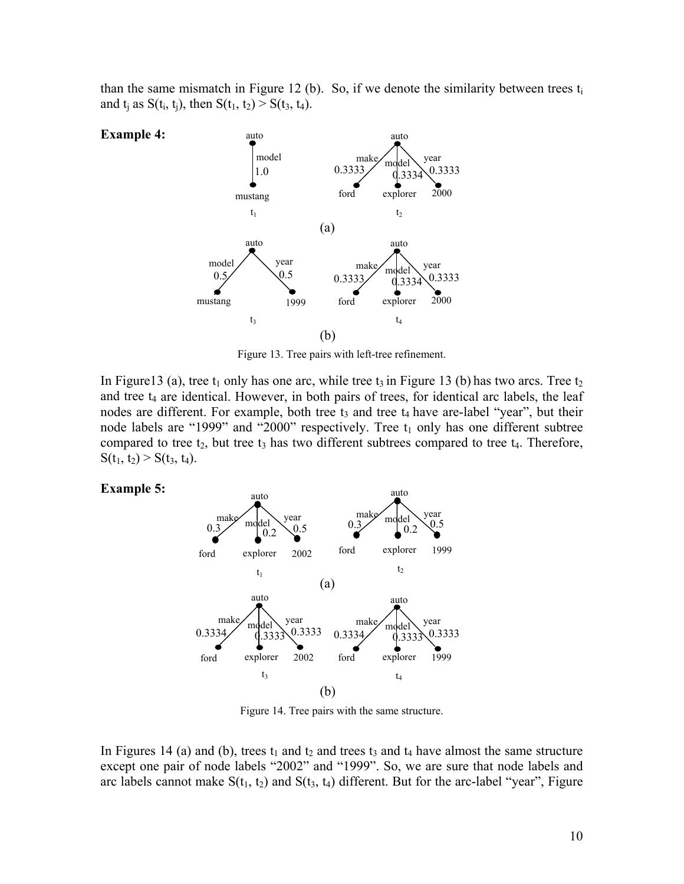than the same mismatch in Figure 12 (b). So, if we denote the similarity between trees $t_i$ and $t_j$ as $S(t_i, t_j)$, then $S(t_1, t_2) > S(t_3, t_4)$.

**Example 4:**

Figure 13. Tree pairs with left-tree refinement.

In Figure13 (a), tree $t_1$ only has one arc, while tree $t_3$ in Figure 13 (b) has two arcs. Tree $t_2$ and tree $t_4$ are identical. However, in both pairs of trees, for identical arc labels, the leaf nodes are different. For example, both tree $t_3$ and tree $t_4$ have are-label "year", but their node labels are "1999" and "2000" respectively. Tree $t_1$ only has one different subtree compared to tree $t_2$, but tree $t_3$ has two different subtrees compared to tree $t_4$. Therefore, $S(t_1, t_2) > S(t_3, t_4)$.

**Example 5:**

Figure 14. Tree pairs with the same structure.

In Figures 14 (a) and (b), trees $t_1$ and $t_2$ and trees $t_3$ and $t_4$ have almost the same structure except one pair of node labels "2002" and "1999". So, we are sure that node labels and arc labels cannot make $S(t_1, t_2)$ and $S(t_3, t_4)$ different. But for the arc-label "year", Figure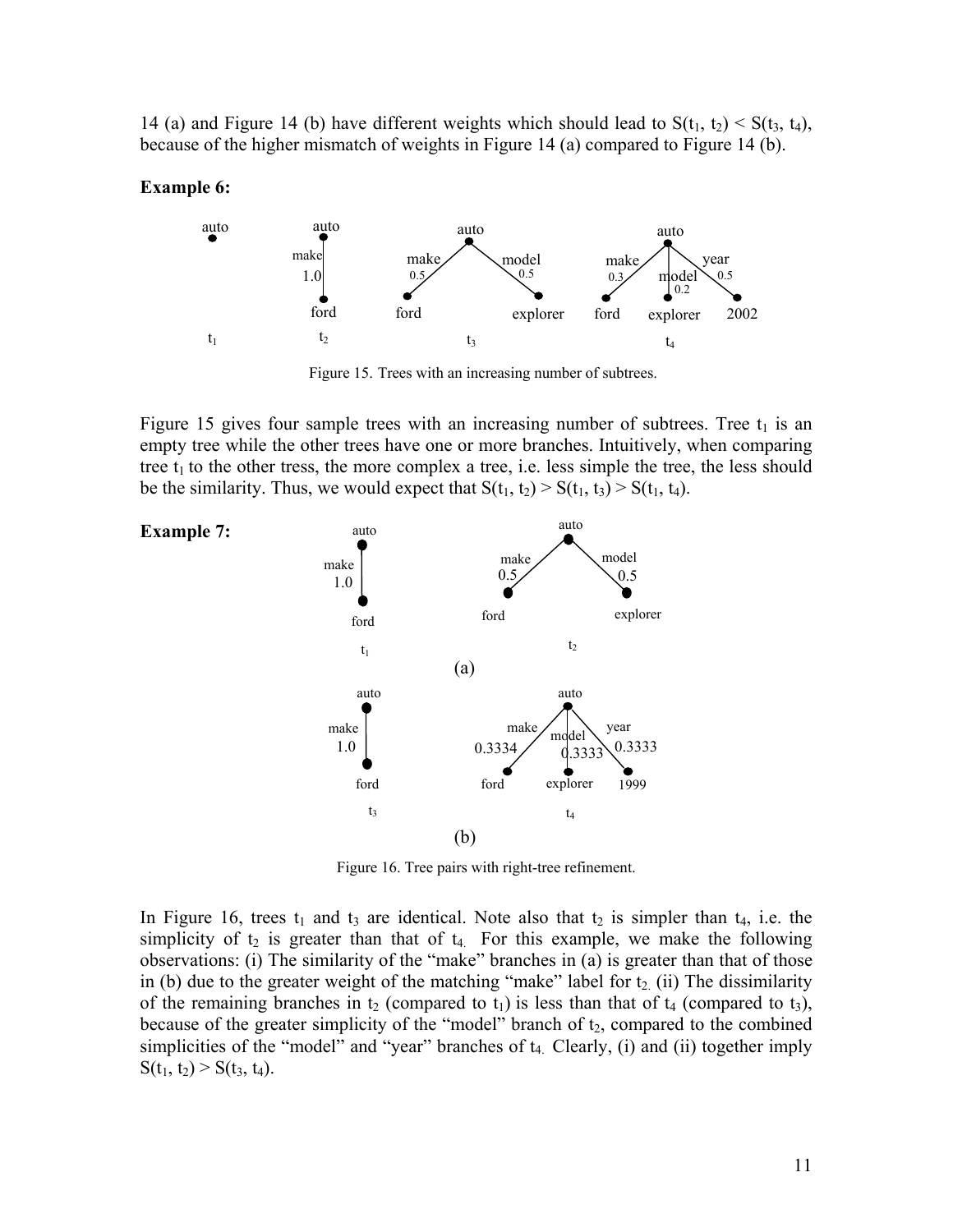14 (a) and Figure 14 (b) have different weights which should lead to $S(t_1, t_2) < S(t_3, t_4)$, because of the higher mismatch of weights in Figure 14 (a) compared to Figure 14 (b).

**Example 6:**

Figure 15. Trees with an increasing number of subtrees.

Figure 15 gives four sample trees with an increasing number of subtrees. Tree $t_1$ is an empty tree while the other trees have one or more branches. Intuitively, when comparing tree $t_1$ to the other tress, the more complex a tree, i.e. less simple the tree, the less should be the similarity. Thus, we would expect that $S(t_1, t_2) > S(t_1, t_3) > S(t_1, t_4)$.

**Example 7:**

Figure 16. Tree pairs with right-tree refinement.

In Figure 16, trees $t_1$ and $t_3$ are identical. Note also that $t_2$ is simpler than $t_4$, i.e. the simplicity of $t_2$ is greater than that of $t_4$. For this example, we make the following observations: (i) The similarity of the "make" branches in (a) is greater than that of those in (b) due to the greater weight of the matching "make" label for $t_2$. (ii) The dissimilarity of the remaining branches in $t_2$ (compared to $t_1$) is less than that of $t_4$ (compared to $t_3$), because of the greater simplicity of the "model" branch of $t_2$, compared to the combined simplicities of the "model" and "year" branches of $t_4$. Clearly, (i) and (ii) together imply $S(t_1, t_2) > S(t_3, t_4)$.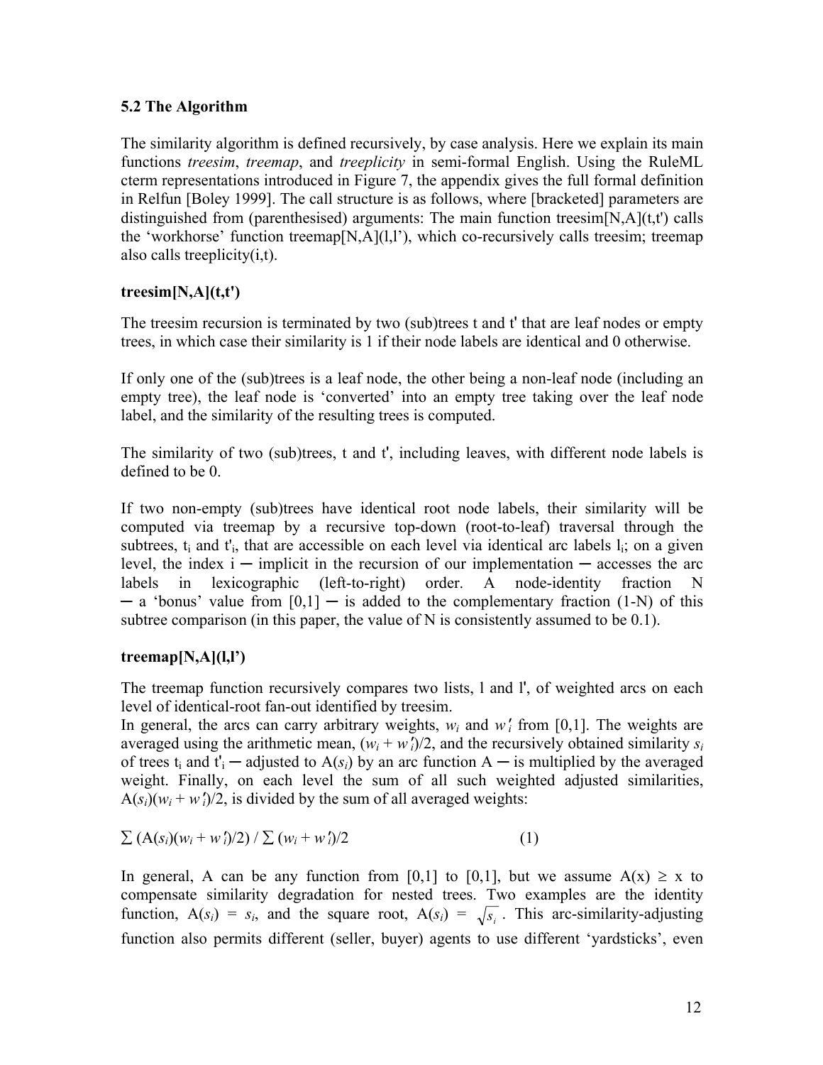### 5.2 The Algorithm

The similarity algorithm is defined recursively, by case analysis. Here we explain its main functions *treesim*, *treemap*, and *treeplicity* in semi-formal English. Using the RuleML cterm representations introduced in Figure 7, the appendix gives the full formal definition in Relfun [Boley 1999]. The call structure is as follows, where [bracketed] parameters are distinguished from (parenthesised) arguments: The main function treesim[N,A](t,t') calls the 'workhorse' function treemap[N,A](l,l'), which co-recursively calls treesim; treemap also calls treeplicity(i,t).

**treesim[N,A](t,t')**

The treesim recursion is terminated by two (sub)trees t and t' that are leaf nodes or empty trees, in which case their similarity is 1 if their node labels are identical and 0 otherwise.

If only one of the (sub)trees is a leaf node, the other being a non-leaf node (including an empty tree), the leaf node is 'converted' into an empty tree taking over the leaf node label, and the similarity of the resulting trees is computed.

The similarity of two (sub)trees, t and t', including leaves, with different node labels is defined to be 0.

If two non-empty (sub)trees have identical root node labels, their similarity will be computed via treemap by a recursive top-down (root-to-leaf) traversal through the subtrees, $t_i$ and $t'_i$, that are accessible on each level via identical arc labels $l_i$; on a given level, the index i ─ implicit in the recursion of our implementation ─ accesses the arc labels in lexicographic (left-to-right) order. A node-identity fraction N ─ a 'bonus' value from [0,1] ─ is added to the complementary fraction (1-N) of this subtree comparison (in this paper, the value of N is consistently assumed to be 0.1).

**treemap[N,A](l,l')**

The treemap function recursively compares two lists, l and l', of weighted arcs on each level of identical-root fan-out identified by treesim.
In general, the arcs can carry arbitrary weights, $w_i$ and $w'_i$ from [0,1]. The weights are averaged using the arithmetic mean, $(w_i + w'_i)/2$, and the recursively obtained similarity $s_i$ of trees $t_i$ and $t'_i$ ─ adjusted to $A(s_i)$ by an arc function A ─ is multiplied by the averaged weight. Finally, on each level the sum of all such weighted adjusted similarities, $A(s_i)(w_i + w'_i)/2$, is divided by the sum of all averaged weights:

$$\sum (A(s_i)(w_i + w'_i)/2) \,/\, \sum (w_i + w'_i)/2 \qquad (1)$$

In general, A can be any function from [0,1] to [0,1], but we assume $A(x) \geq x$ to compensate similarity degradation for nested trees. Two examples are the identity function, $A(s_i) = s_i$, and the square root, $A(s_i) = \sqrt{s_i}$. This arc-similarity-adjusting function also permits different (seller, buyer) agents to use different 'yardsticks', even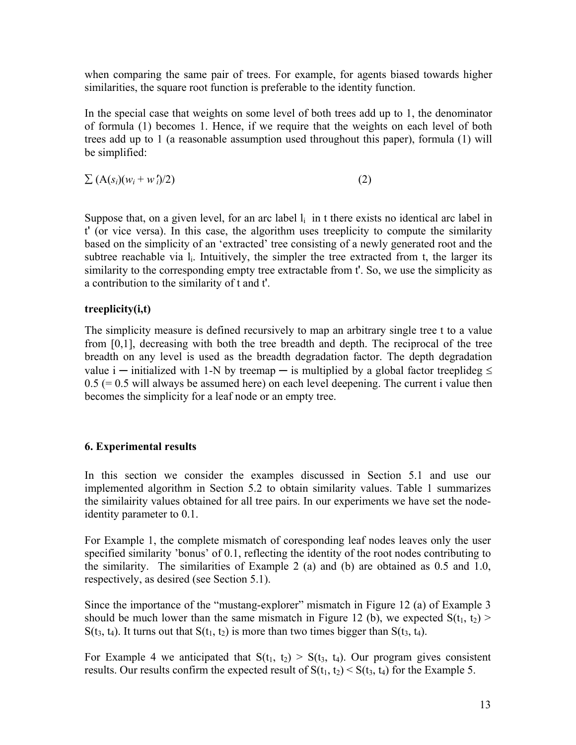when comparing the same pair of trees. For example, for agents biased towards higher similarities, the square root function is preferable to the identity function.

In the special case that weights on some level of both trees add up to 1, the denominator of formula (1) becomes 1. Hence, if we require that the weights on each level of both trees add up to 1 (a reasonable assumption used throughout this paper), formula (1) will be simplified:

$$\sum (A(s_i)(w_i + w'_i)/2) \qquad (2)$$

Suppose that, on a given level, for an arc label $l_i$ in t there exists no identical arc label in t' (or vice versa). In this case, the algorithm uses treeplicity to compute the similarity based on the simplicity of an 'extracted' tree consisting of a newly generated root and the subtree reachable via $l_i$. Intuitively, the simpler the tree extracted from t, the larger its similarity to the corresponding empty tree extractable from t'. So, we use the simplicity as a contribution to the similarity of t and t'.

**treeplicity(i,t)**

The simplicity measure is defined recursively to map an arbitrary single tree t to a value from [0,1], decreasing with both the tree breadth and depth. The reciprocal of the tree breadth on any level is used as the breadth degradation factor. The depth degradation value i ─ initialized with 1-N by treemap ─ is multiplied by a global factor treeplideg ≤ 0.5 (= 0.5 will always be assumed here) on each level deepening. The current i value then becomes the simplicity for a leaf node or an empty tree.

### 6. Experimental results

In this section we consider the examples discussed in Section 5.1 and use our implemented algorithm in Section 5.2 to obtain similarity values. Table 1 summarizes the similairity values obtained for all tree pairs. In our experiments we have set the node-identity parameter to 0.1.

For Example 1, the complete mismatch of coresponding leaf nodes leaves only the user specified similarity 'bonus' of 0.1, reflecting the identity of the root nodes contributing to the similarity. The similarities of Example 2 (a) and (b) are obtained as 0.5 and 1.0, respectively, as desired (see Section 5.1).

Since the importance of the "mustang-explorer" mismatch in Figure 12 (a) of Example 3 should be much lower than the same mismatch in Figure 12 (b), we expected $S(t_1, t_2) > S(t_3, t_4)$. It turns out that $S(t_1, t_2)$ is more than two times bigger than $S(t_3, t_4)$.

For Example 4 we anticipated that $S(t_1, t_2) > S(t_3, t_4)$. Our program gives consistent results. Our results confirm the expected result of $S(t_1, t_2) < S(t_3, t_4)$ for the Example 5.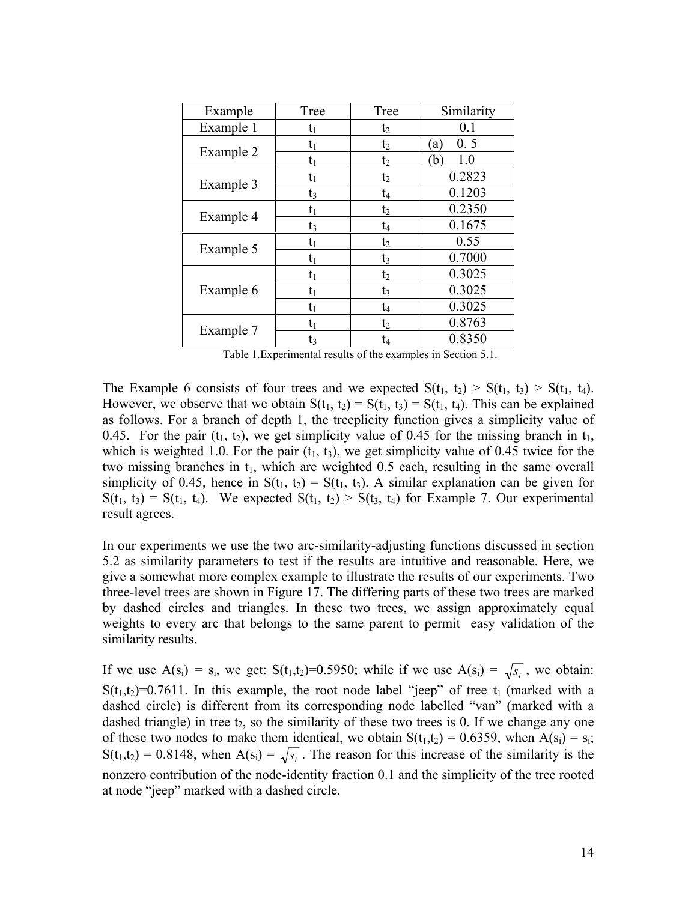| Example | Tree | Tree | Similarity |
|---|---|---|---|
| Example 1 | $t_1$ | $t_2$ | 0.1 |
| Example 2 | $t_1$ | $t_2$ | (a) 0. 5 |
| | $t_1$ | $t_2$ | (b) 1.0 |
| Example 3 | $t_1$ | $t_2$ | 0.2823 |
| | $t_3$ | $t_4$ | 0.1203 |
| Example 4 | $t_1$ | $t_2$ | 0.2350 |
| | $t_3$ | $t_4$ | 0.1675 |
| Example 5 | $t_1$ | $t_2$ | 0.55 |
| | $t_1$ | $t_3$ | 0.7000 |
| Example 6 | $t_1$ | $t_2$ | 0.3025 |
| | $t_1$ | $t_3$ | 0.3025 |
| | $t_1$ | $t_4$ | 0.3025 |
| Example 7 | $t_1$ | $t_2$ | 0.8763 |
| | $t_3$ | $t_4$ | 0.8350 |

Table 1.Experimental results of the examples in Section 5.1.

The Example 6 consists of four trees and we expected $S(t_1, t_2) > S(t_1, t_3) > S(t_1, t_4)$. However, we observe that we obtain $S(t_1, t_2) = S(t_1, t_3) = S(t_1, t_4)$. This can be explained as follows. For a branch of depth 1, the treeplicity function gives a simplicity value of 0.45. For the pair $(t_1, t_2)$, we get simplicity value of 0.45 for the missing branch in $t_1$, which is weighted 1.0. For the pair $(t_1, t_3)$, we get simplicity value of 0.45 twice for the two missing branches in $t_1$, which are weighted 0.5 each, resulting in the same overall simplicity of 0.45, hence in $S(t_1, t_2) = S(t_1, t_3)$. A similar explanation can be given for $S(t_1, t_3) = S(t_1, t_4)$. We expected $S(t_1, t_2) > S(t_3, t_4)$ for Example 7. Our experimental result agrees.

In our experiments we use the two arc-similarity-adjusting functions discussed in section 5.2 as similarity parameters to test if the results are intuitive and reasonable. Here, we give a somewhat more complex example to illustrate the results of our experiments. Two three-level trees are shown in Figure 17. The differing parts of these two trees are marked by dashed circles and triangles. In these two trees, we assign approximately equal weights to every arc that belongs to the same parent to permit easy validation of the similarity results.

If we use $A(s_i) = s_i$, we get: $S(t_1,t_2)=0.5950$; while if we use $A(s_i) = \sqrt{s_i}$, we obtain: $S(t_1,t_2)=0.7611$. In this example, the root node label "jeep" of tree $t_1$ (marked with a dashed circle) is different from its corresponding node labelled "van" (marked with a dashed triangle) in tree $t_2$, so the similarity of these two trees is 0. If we change any one of these two nodes to make them identical, we obtain $S(t_1,t_2) = 0.6359$, when $A(s_i) = s_i$; $S(t_1,t_2) = 0.8148$, when $A(s_i) = \sqrt{s_i}$. The reason for this increase of the similarity is the nonzero contribution of the node-identity fraction 0.1 and the simplicity of the tree rooted at node "jeep" marked with a dashed circle.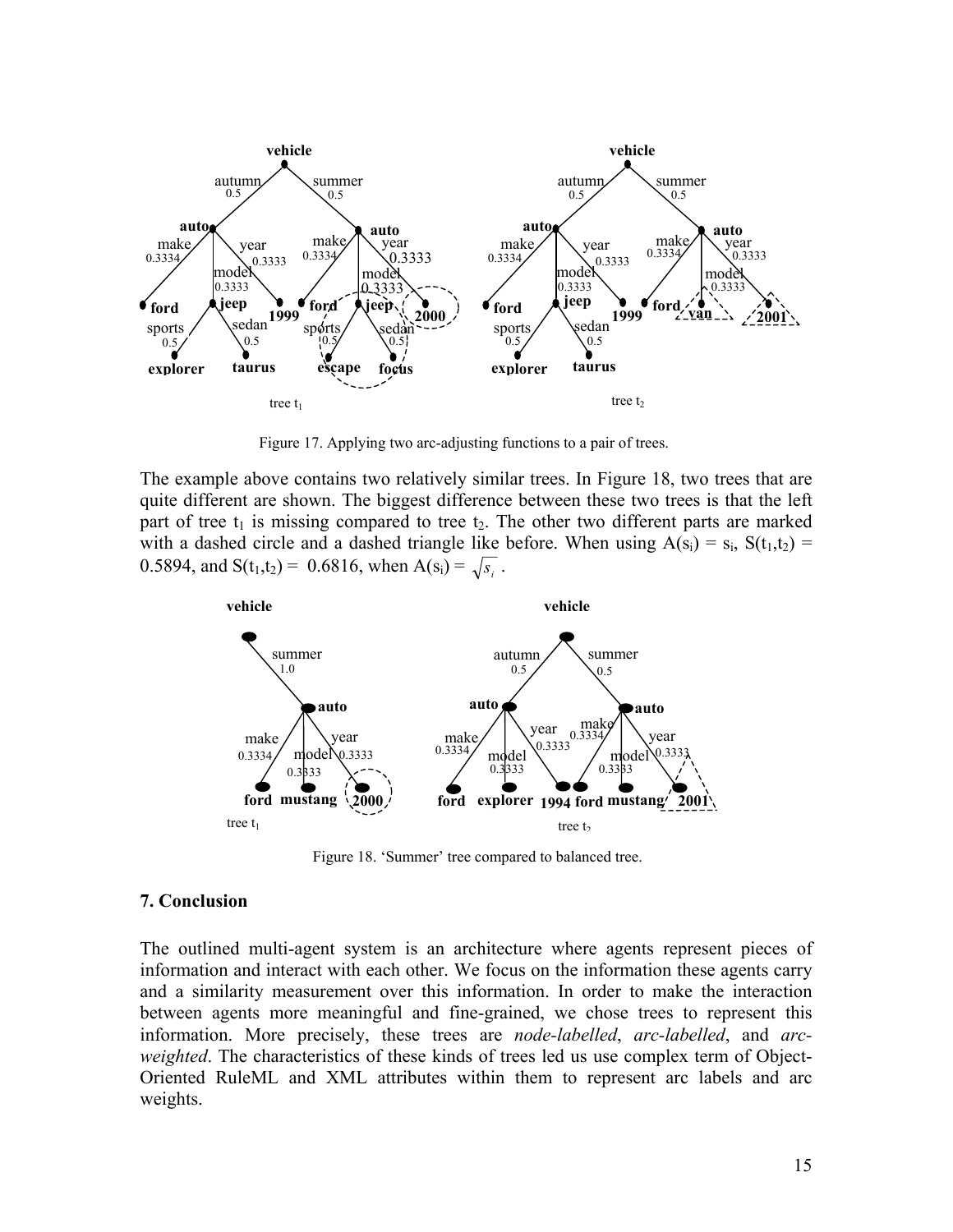Figure 17. Applying two arc-adjusting functions to a pair of trees.

The example above contains two relatively similar trees. In Figure 18, two trees that are quite different are shown. The biggest difference between these two trees is that the left part of tree $t_1$ is missing compared to tree $t_2$. The other two different parts are marked with a dashed circle and a dashed triangle like before. When using $A(s_i) = s_i$, $S(t_1,t_2) = 0.5894$, and $S(t_1,t_2) = 0.6816$, when $A(s_i) = \sqrt{s_i}$ .

Figure 18. 'Summer' tree compared to balanced tree.

## 7. Conclusion

The outlined multi-agent system is an architecture where agents represent pieces of information and interact with each other. We focus on the information these agents carry and a similarity measurement over this information. In order to make the interaction between agents more meaningful and fine-grained, we chose trees to represent this information. More precisely, these trees are *node-labelled*, *arc-labelled*, and *arc-weighted*. The characteristics of these kinds of trees led us use complex term of Object-Oriented RuleML and XML attributes within them to represent arc labels and arc weights.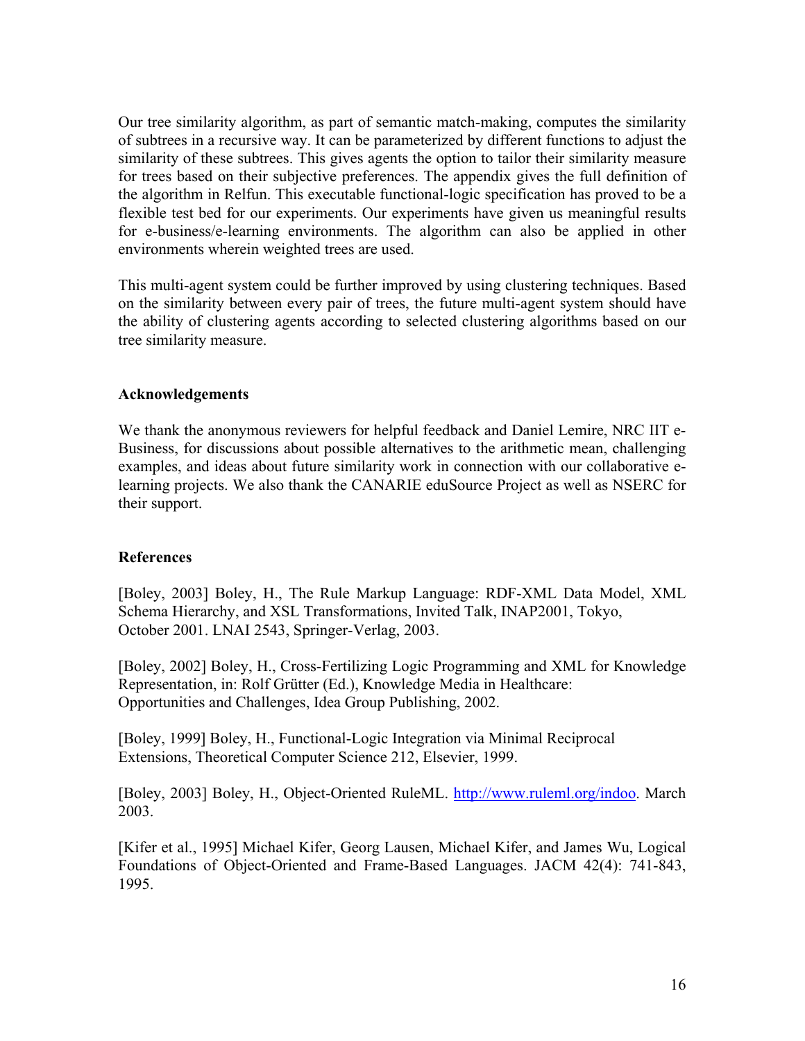Our tree similarity algorithm, as part of semantic match-making, computes the similarity of subtrees in a recursive way. It can be parameterized by different functions to adjust the similarity of these subtrees. This gives agents the option to tailor their similarity measure for trees based on their subjective preferences. The appendix gives the full definition of the algorithm in Relfun. This executable functional-logic specification has proved to be a flexible test bed for our experiments. Our experiments have given us meaningful results for e-business/e-learning environments. The algorithm can also be applied in other environments wherein weighted trees are used.

This multi-agent system could be further improved by using clustering techniques. Based on the similarity between every pair of trees, the future multi-agent system should have the ability of clustering agents according to selected clustering algorithms based on our tree similarity measure.

### Acknowledgements

We thank the anonymous reviewers for helpful feedback and Daniel Lemire, NRC IIT e-Business, for discussions about possible alternatives to the arithmetic mean, challenging examples, and ideas about future similarity work in connection with our collaborative e-learning projects. We also thank the CANARIE eduSource Project as well as NSERC for their support.

### References

[Boley, 2003] Boley, H., The Rule Markup Language: RDF-XML Data Model, XML Schema Hierarchy, and XSL Transformations, Invited Talk, INAP2001, Tokyo, October 2001. LNAI 2543, Springer-Verlag, 2003.

[Boley, 2002] Boley, H., Cross-Fertilizing Logic Programming and XML for Knowledge Representation, in: Rolf Grütter (Ed.), Knowledge Media in Healthcare: Opportunities and Challenges, Idea Group Publishing, 2002.

[Boley, 1999] Boley, H., Functional-Logic Integration via Minimal Reciprocal Extensions, Theoretical Computer Science 212, Elsevier, 1999.

[Boley, 2003] Boley, H., Object-Oriented RuleML. http://www.ruleml.org/indoo. March 2003.

[Kifer et al., 1995] Michael Kifer, Georg Lausen, Michael Kifer, and James Wu, Logical Foundations of Object-Oriented and Frame-Based Languages. JACM 42(4): 741-843, 1995.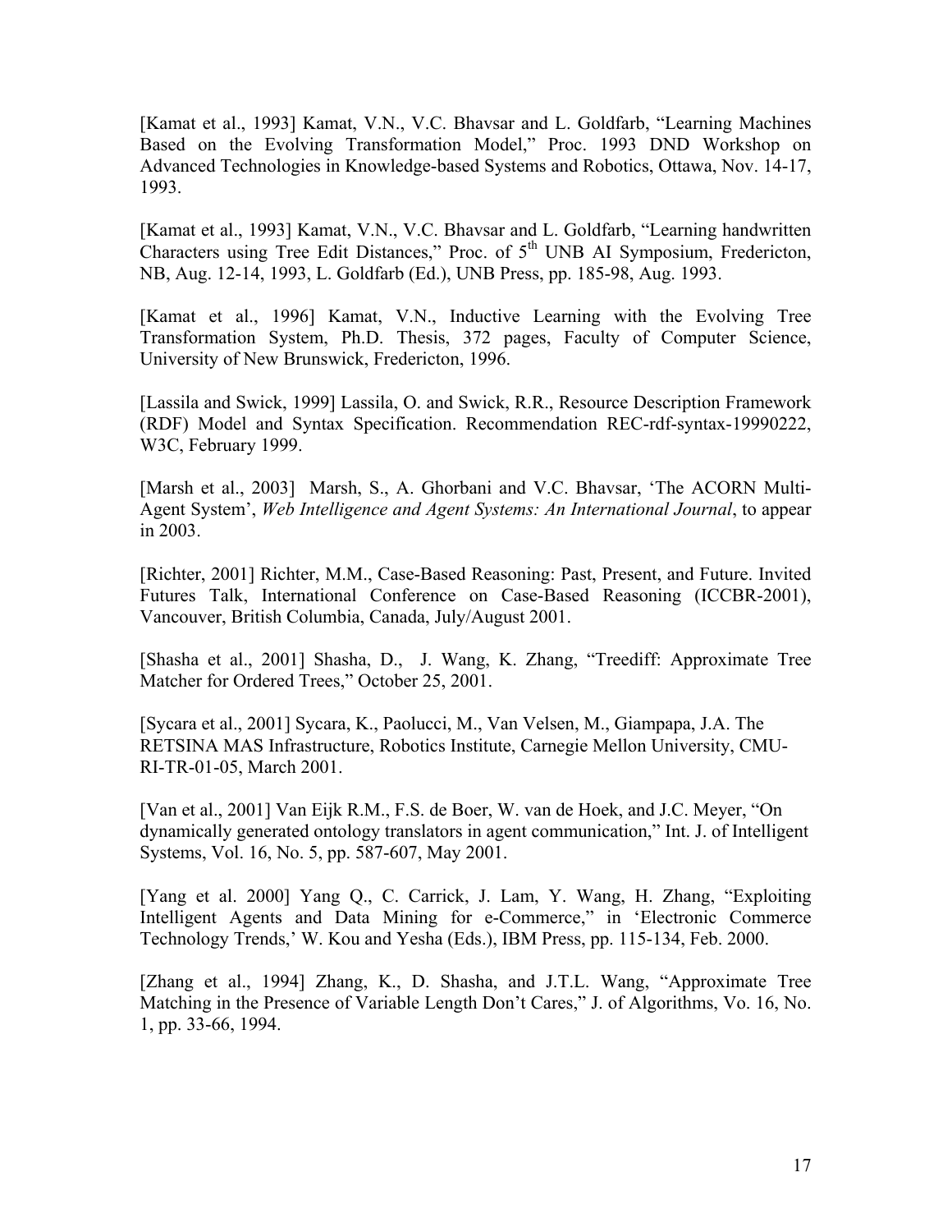[Kamat et al., 1993] Kamat, V.N., V.C. Bhavsar and L. Goldfarb, "Learning Machines Based on the Evolving Transformation Model," Proc. 1993 DND Workshop on Advanced Technologies in Knowledge-based Systems and Robotics, Ottawa, Nov. 14-17, 1993.

[Kamat et al., 1993] Kamat, V.N., V.C. Bhavsar and L. Goldfarb, "Learning handwritten Characters using Tree Edit Distances," Proc. of 5th UNB AI Symposium, Fredericton, NB, Aug. 12-14, 1993, L. Goldfarb (Ed.), UNB Press, pp. 185-98, Aug. 1993.

[Kamat et al., 1996] Kamat, V.N., Inductive Learning with the Evolving Tree Transformation System, Ph.D. Thesis, 372 pages, Faculty of Computer Science, University of New Brunswick, Fredericton, 1996.

[Lassila and Swick, 1999] Lassila, O. and Swick, R.R., Resource Description Framework (RDF) Model and Syntax Specification. Recommendation REC-rdf-syntax-19990222, W3C, February 1999.

[Marsh et al., 2003] Marsh, S., A. Ghorbani and V.C. Bhavsar, 'The ACORN Multi-Agent System', *Web Intelligence and Agent Systems: An International Journal*, to appear in 2003.

[Richter, 2001] Richter, M.M., Case-Based Reasoning: Past, Present, and Future. Invited Futures Talk, International Conference on Case-Based Reasoning (ICCBR-2001), Vancouver, British Columbia, Canada, July/August 2001.

[Shasha et al., 2001] Shasha, D., J. Wang, K. Zhang, "Treediff: Approximate Tree Matcher for Ordered Trees," October 25, 2001.

[Sycara et al., 2001] Sycara, K., Paolucci, M., Van Velsen, M., Giampapa, J.A. The RETSINA MAS Infrastructure, Robotics Institute, Carnegie Mellon University, CMU-RI-TR-01-05, March 2001.

[Van et al., 2001] Van Eijk R.M., F.S. de Boer, W. van de Hoek, and J.C. Meyer, "On dynamically generated ontology translators in agent communication," Int. J. of Intelligent Systems, Vol. 16, No. 5, pp. 587-607, May 2001.

[Yang et al. 2000] Yang Q., C. Carrick, J. Lam, Y. Wang, H. Zhang, "Exploiting Intelligent Agents and Data Mining for e-Commerce," in 'Electronic Commerce Technology Trends,' W. Kou and Yesha (Eds.), IBM Press, pp. 115-134, Feb. 2000.

[Zhang et al., 1994] Zhang, K., D. Shasha, and J.T.L. Wang, "Approximate Tree Matching in the Presence of Variable Length Don't Cares," J. of Algorithms, Vo. 16, No. 1, pp. 33-66, 1994.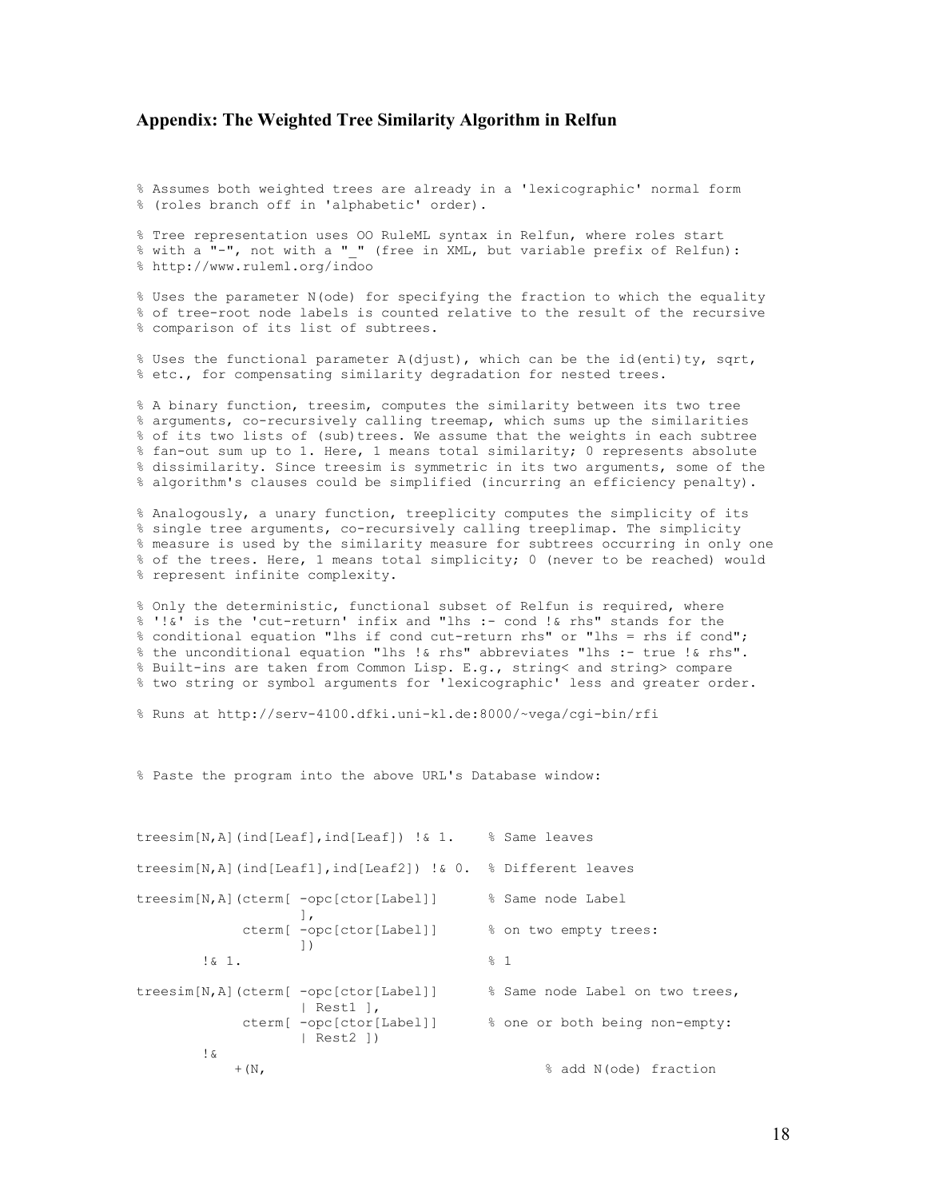## Appendix: The Weighted Tree Similarity Algorithm in Relfun

```
% Assumes both weighted trees are already in a 'lexicographic' normal form
% (roles branch off in 'alphabetic' order).

% Tree representation uses OO RuleML syntax in Relfun, where roles start
% with a "-", not with a "_" (free in XML, but variable prefix of Relfun):
% http://www.ruleml.org/indoo

% Uses the parameter N(ode) for specifying the fraction to which the equality
% of tree-root node labels is counted relative to the result of the recursive
% comparison of its list of subtrees.

% Uses the functional parameter A(djust), which can be the id(enti)ty, sqrt,
% etc., for compensating similarity degradation for nested trees.

% A binary function, treesim, computes the similarity between its two tree
% arguments, co-recursively calling treemap, which sums up the similarities
% of its two lists of (sub)trees. We assume that the weights in each subtree
% fan-out sum up to 1. Here, 1 means total similarity; 0 represents absolute
% dissimilarity. Since treesim is symmetric in its two arguments, some of the
% algorithm's clauses could be simplified (incurring an efficiency penalty).

% Analogously, a unary function, treeplicity computes the simplicity of its
% single tree arguments, co-recursively calling treeplimap. The simplicity
% measure is used by the similarity measure for subtrees occurring in only one
% of the trees. Here, 1 means total simplicity; 0 (never to be reached) would
% represent infinite complexity.

% Only the deterministic, functional subset of Relfun is required, where
% '!&' is the 'cut-return' infix and "lhs :- cond !& rhs" stands for the
% conditional equation "lhs if cond cut-return rhs" or "lhs = rhs if cond";
% the unconditional equation "lhs !& rhs" abbreviates "lhs :- true !& rhs".
% Built-ins are taken from Common Lisp. E.g., string< and string> compare
% two string or symbol arguments for 'lexicographic' less and greater order.

% Runs at http://serv-4100.dfki.uni-kl.de:8000/~vega/cgi-bin/rfi


% Paste the program into the above URL's Database window:



treesim[N,A](ind[Leaf],ind[Leaf]) !& 1.     % Same leaves

treesim[N,A](ind[Leaf1],ind[Leaf2]) !& 0.  % Different leaves

treesim[N,A](cterm[ -opc[ctor[Label]]      % Same node Label
                  ],
             cterm[ -opc[ctor[Label]]      % on two empty trees:
                  ])
        !& 1.                              % 1

treesim[N,A](cterm[ -opc[ctor[Label]]      % Same node Label on two trees,
                  | Rest1 ],
             cterm[ -opc[ctor[Label]]      % one or both being non-empty:
                  | Rest2 ])
        !&
           +(N,                                  % add N(ode) fraction
```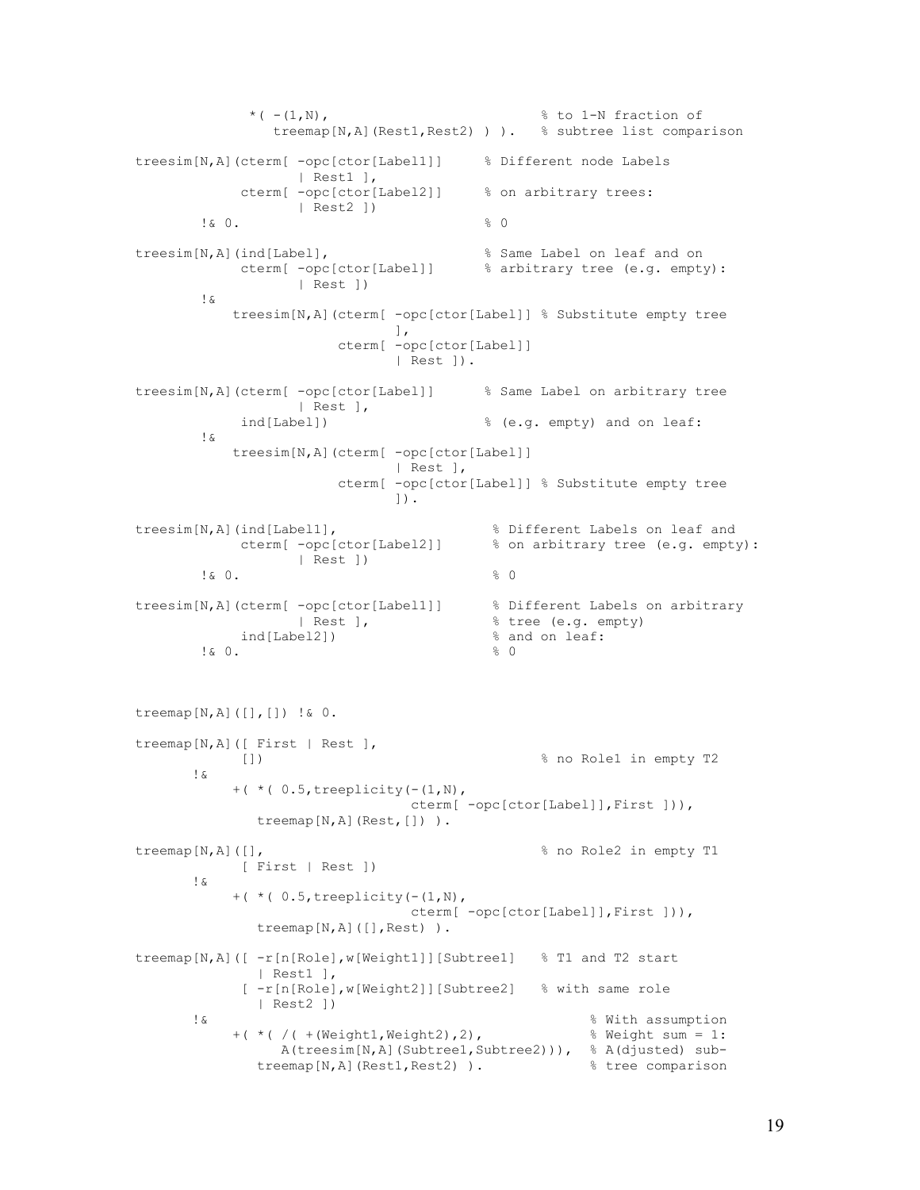```
              *( -(1,N),                          % to 1-N fraction of
                 treemap[N,A](Rest1,Rest2) ) ).   % subtree list comparison

treesim[N,A](cterm[ -opc[ctor[Label1]]      % Different node Labels
                    | Rest1 ],
             cterm[ -opc[ctor[Label2]]      % on arbitrary trees:
                    | Rest2 ])
        !& 0.                               % 0

treesim[N,A](ind[Label],                    % Same Label on leaf and on
             cterm[ -opc[ctor[Label]]       % arbitrary tree (e.g. empty):
                    | Rest ])
        !&
            treesim[N,A](cterm[ -opc[ctor[Label]] % Substitute empty tree
                               ],
                         cterm[ -opc[ctor[Label]]
                               | Rest ]).

treesim[N,A](cterm[ -opc[ctor[Label]]       % Same Label on arbitrary tree
                    | Rest ],
             ind[Label])                    % (e.g. empty) and on leaf:
        !&
            treesim[N,A](cterm[ -opc[ctor[Label]]
                               | Rest ],
                         cterm[ -opc[ctor[Label]] % Substitute empty tree
                               ]).

treesim[N,A](ind[Label1],                    % Different Labels on leaf and
             cterm[ -opc[ctor[Label2]]       % on arbitrary tree (e.g. empty):
                    | Rest ])
        !& 0.                                % 0

treesim[N,A](cterm[ -opc[ctor[Label1]]       % Different Labels on arbitrary
                    | Rest ],                % tree (e.g. empty)
             ind[Label2])                    % and on leaf:
        !& 0.                                % 0



treemap[N,A]([],[]) !& 0.

treemap[N,A]([ First | Rest ],
             [])                                  % no Role1 in empty T2
       !&
            +( *( 0.5,treeplicity(-(1,N),
                               cterm[ -opc[ctor[Label]],First ])),
               treemap[N,A](Rest,[]) ).

treemap[N,A]([],                                  % no Role2 in empty T1
             [ First | Rest ])
       !&
            +( *( 0.5,treeplicity(-(1,N),
                               cterm[ -opc[ctor[Label]],First ])),
               treemap[N,A]([],Rest) ).

treemap[N,A]([ -r[n[Role],w[Weight1]][Subtree1]   % T1 and T2 start
               | Rest1 ],
             [ -r[n[Role],w[Weight2]][Subtree2]   % with same role
               | Rest2 ])
       !&                                              % With assumption
            +( *( /( +(Weight1,Weight2),2),            % Weight sum = 1:
                  A(treesim[N,A](Subtree1,Subtree2))), % A(djusted) sub-
               treemap[N,A](Rest1,Rest2) ).            % tree comparison
```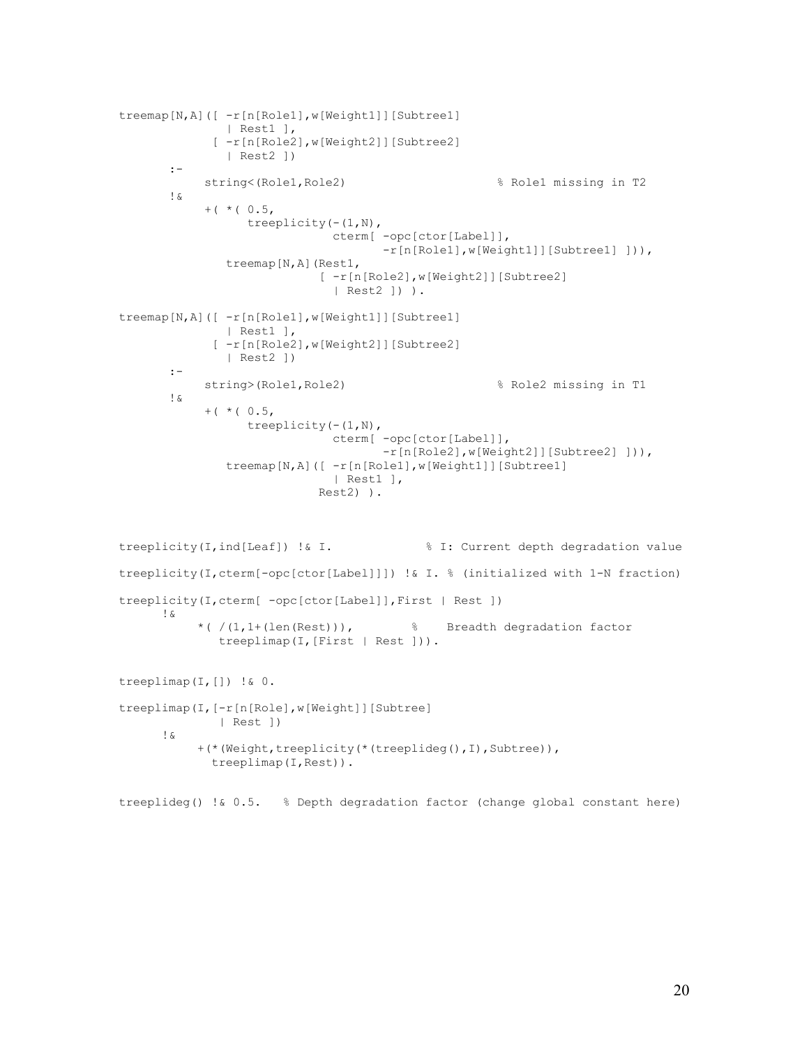```
treemap[N,A]([ -r[n[Role1],w[Weight1]][Subtree1]
              | Rest1 ],
             [ -r[n[Role2],w[Weight2]][Subtree2]
              | Rest2 ])
       :-
            string<(Role1,Role2)                      % Role1 missing in T2
       !&
            +( *( 0.5,
                  treeplicity(-(1,N),
                              cterm[ -opc[ctor[Label]],
                                     -r[n[Role1],w[Weight1]][Subtree1] ])),
               treemap[N,A](Rest1,
                            [ -r[n[Role2],w[Weight2]][Subtree2]
                              | Rest2 ]) ).

treemap[N,A]([ -r[n[Role1],w[Weight1]][Subtree1]
              | Rest1 ],
             [ -r[n[Role2],w[Weight2]][Subtree2]
              | Rest2 ])
       :-
            string>(Role1,Role2)                      % Role2 missing in T1
       !&
            +( *( 0.5,
                  treeplicity(-(1,N),
                              cterm[ -opc[ctor[Label]],
                                     -r[n[Role2],w[Weight2]][Subtree2] ])),
               treemap[N,A]([ -r[n[Role1],w[Weight1]][Subtree1]
                              | Rest1 ],
                            Rest2) ).


treeplicity(I,ind[Leaf]) !& I.              % I: Current depth degradation value

treeplicity(I,cterm[-opc[ctor[Label]]]) !& I. % (initialized with 1-N fraction)

treeplicity(I,cterm[ -opc[ctor[Label]],First | Rest ])
      !&
          *( /(1,1+(len(Rest))),         %    Breadth degradation factor
             treeplimap(I,[First | Rest ])).


treeplimap(I,[]) !& 0.

treeplimap(I,[-r[n[Role],w[Weight]][Subtree]
            | Rest ])
      !&
          +(*(Weight,treeplicity(*(treeplideg(),I),Subtree)),
            treeplimap(I,Rest)).


treeplideg() !& 0.5.   % Depth degradation factor (change global constant here)
```